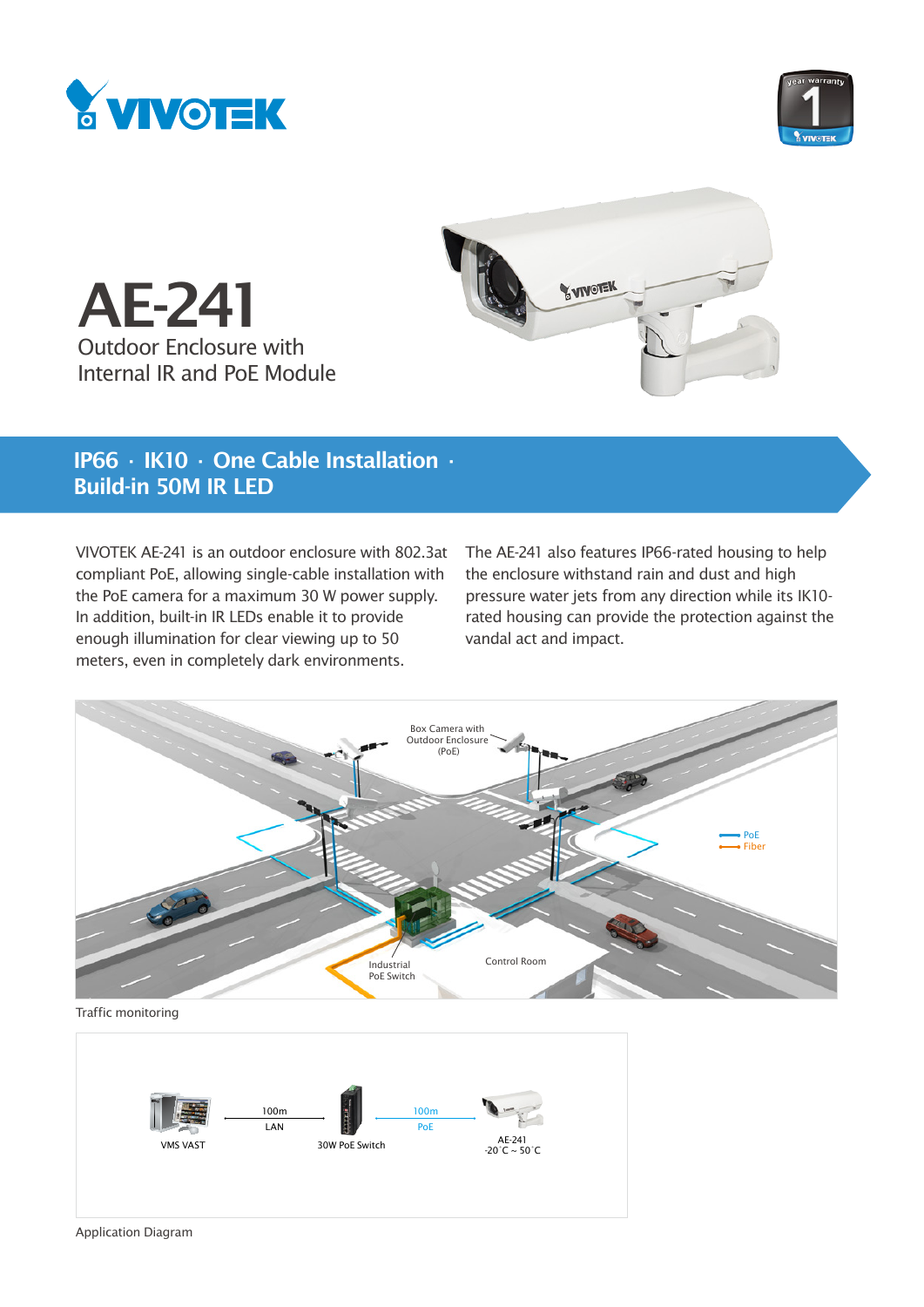# AE-241

## Outdoor Enclosure with Internal IR and PoE Module

**IP66 · IK10 · One Cable Installation · Build-in 50M IR LED**

VIVOTEK AE-241 is an outdoor enclosure with 802.3at compliant PoE, allowing single-cable installation with the PoE camera for a maximum 30 W power supply. In addition, built-in IR LEDs enable it to provide enough illumination for clear viewing up to 50 meters, even in completely dark environments.

The AE-241 also features IP66-rated housing to help the enclosure withstand rain and dust and high pressure water jets from any direction while its IK10-rated housing can provide the protection against the vandal act and impact.

Box Camera with Outdoor Enclosure (PoE)

PoE

Fiber

Industrial PoE Switch

Control Room

Traffic monitoring

VMS VAST

100m LAN

30W PoE Switch

100m PoE

AE-241 -20˚C ~ 50˚C

Application Diagram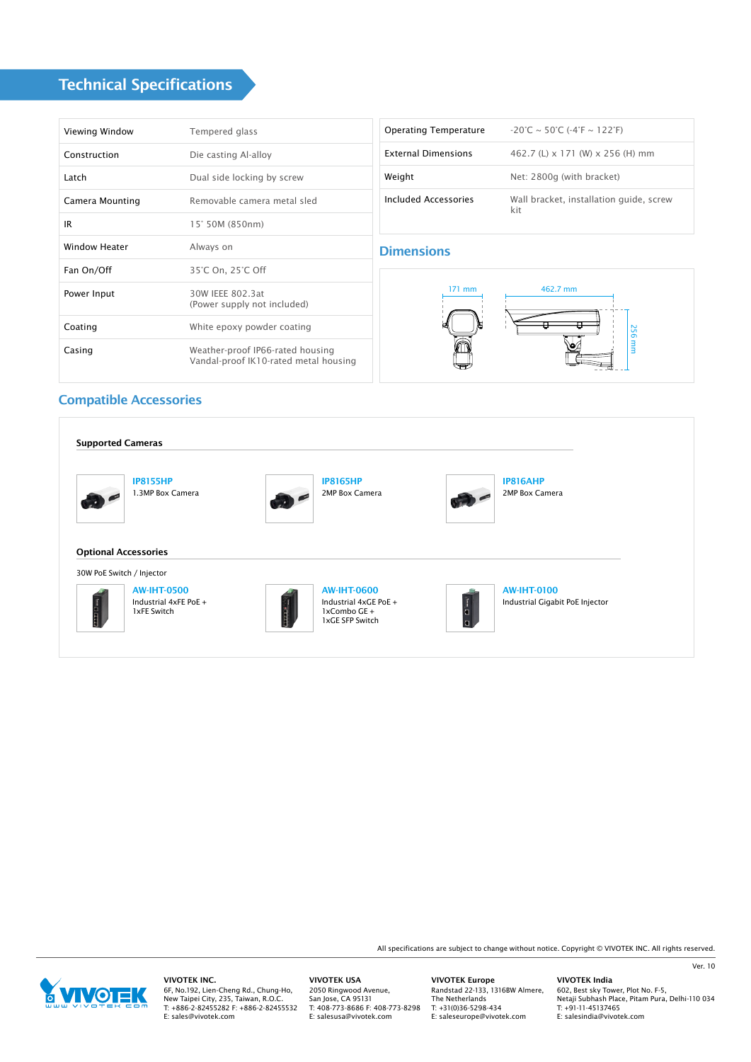# Technical Specifications

| | |
|---|---|
| Viewing Window | Tempered glass |
| Construction | Die casting Al-alloy |
| Latch | Dual side locking by screw |
| Camera Mounting | Removable camera metal sled |
| IR | 15˚ 50M (850nm) |
| Window Heater | Always on |
| Fan On/Off | 35˚C On, 25˚C Off |
| Power Input | 30W IEEE 802.3at<br>(Power supply not included) |
| Coating | White epoxy powder coating |
| Casing | Weather-proof IP66-rated housing<br>Vandal-proof IK10-rated metal housing |
| Operating Temperature | -20˚C ~ 50˚C (-4˚F ~ 122˚F) |
| External Dimensions | 462.7 (L) x 171 (W) x 256 (H) mm |
| Weight | Net: 2800g (with bracket) |
| Included Accessories | Wall bracket, installation guide, screw kit |

## Dimensions

171 mm
462.7 mm
256 mm

## Compatible Accessories

### Supported Cameras

**IP8155HP**
1.3MP Box Camera

**IP8165HP**
2MP Box Camera

**IP816AHP**
2MP Box Camera

### Optional Accessories

30W PoE Switch / Injector

**AW-IHT-0500**
Industrial 4xFE PoE +
1xFE Switch

**AW-IHT-0600**
Industrial 4xGE PoE +
1xCombo GE +
1xGE SFP Switch

**AW-IHT-0100**
Industrial Gigabit PoE Injector

All specifications are subject to change without notice. Copyright © VIVOTEK INC. All rights reserved.

Ver. 10

**VIVOTEK INC.**
6F, No.192, Lien-Cheng Rd., Chung-Ho,
New Taipei City, 235, Taiwan, R.O.C.
T: +886-2-82455282 F: +886-2-82455532
E: sales@vivotek.com

**VIVOTEK USA**
2050 Ringwood Avenue,
San Jose, CA 95131
T: 408-773-8686 F: 408-773-8298
E: salesusa@vivotek.com

**VIVOTEK Europe**
Randstad 22-133, 1316BW Almere,
The Netherlands
T: +31(0)36-5298-434
E: saleseurope@vivotek.com

**VIVOTEK India**
602, Best sky Tower, Plot No. F-5,
Netaji Subhash Place, Pitam Pura, Delhi-110 034
T: +91-11-45137465
E: salesindia@vivotek.com